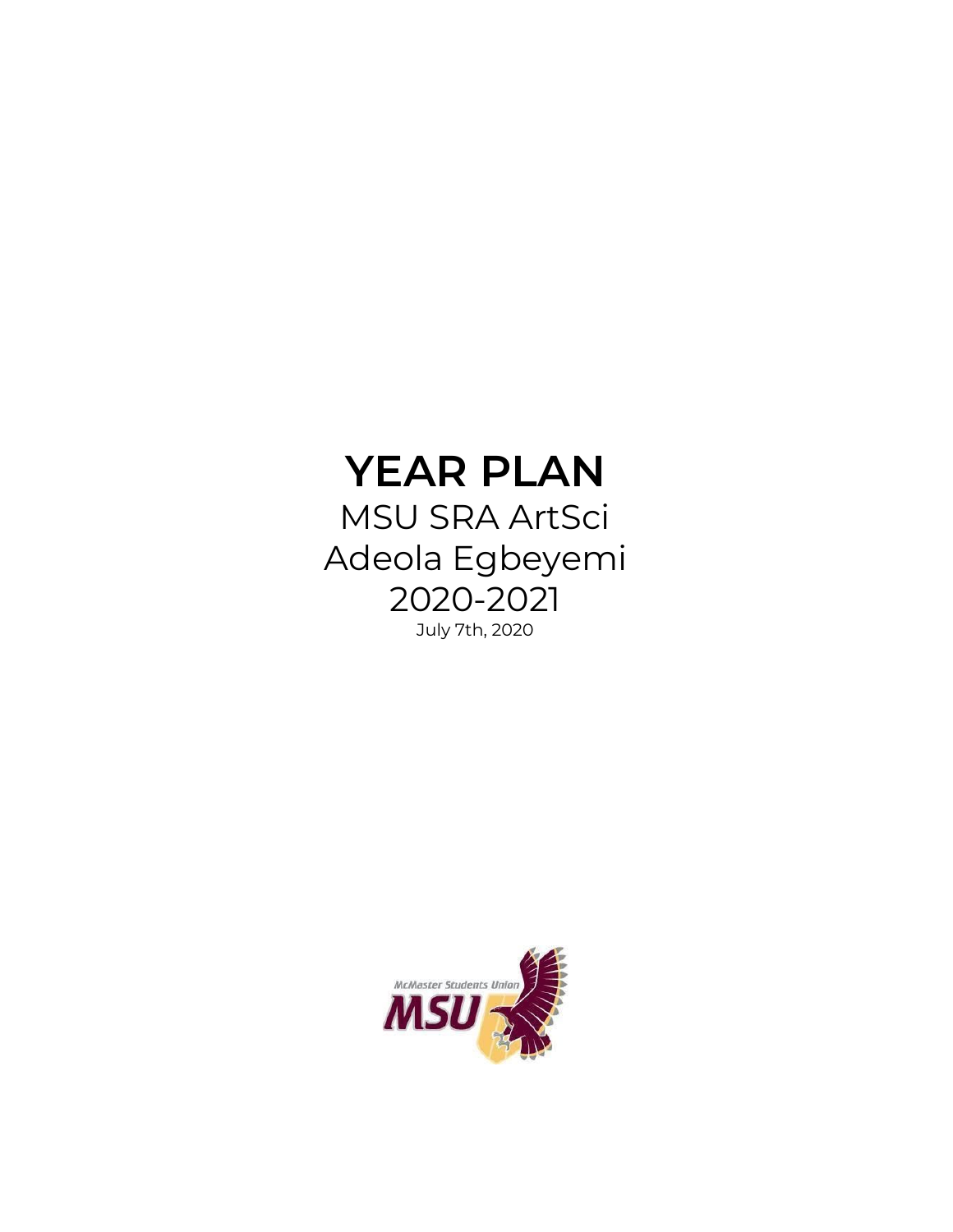# YEAR PLAN

MSU SRA ArtSci
Adeola Egbeyemi
2020-2021
July 7th, 2020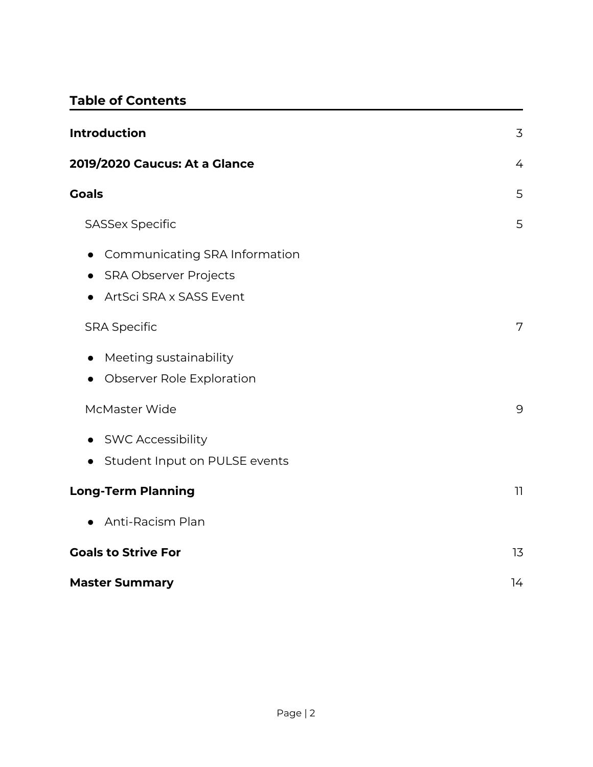## Table of Contents

**Introduction** 3

**2019/2020 Caucus: At a Glance** 4

**Goals** 5

SASSex Specific 5

- Communicating SRA Information
- SRA Observer Projects
- ArtSci SRA x SASS Event

SRA Specific 7

- Meeting sustainability
- Observer Role Exploration

McMaster Wide 9

- SWC Accessibility
- Student Input on PULSE events

**Long-Term Planning** 11

- Anti-Racism Plan

**Goals to Strive For** 13

**Master Summary** 14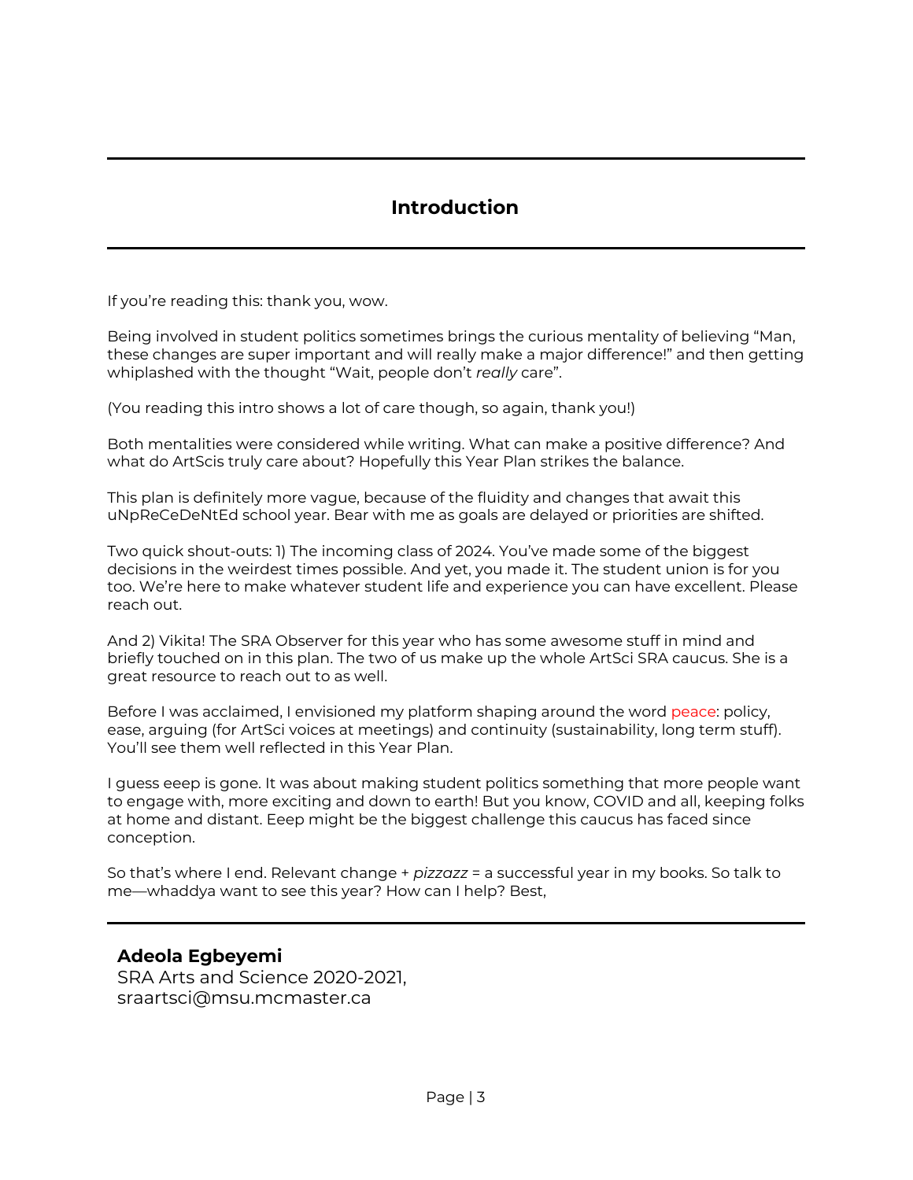# Introduction

If you're reading this: thank you, wow.

Being involved in student politics sometimes brings the curious mentality of believing "Man, these changes are super important and will really make a major difference!" and then getting whiplashed with the thought "Wait, people don't *really* care".

(You reading this intro shows a lot of care though, so again, thank you!)

Both mentalities were considered while writing. What can make a positive difference? And what do ArtScis truly care about? Hopefully this Year Plan strikes the balance.

This plan is definitely more vague, because of the fluidity and changes that await this uNpReCeDeNtEd school year. Bear with me as goals are delayed or priorities are shifted.

Two quick shout-outs: 1) The incoming class of 2024. You've made some of the biggest decisions in the weirdest times possible. And yet, you made it. The student union is for you too. We're here to make whatever student life and experience you can have excellent. Please reach out.

And 2) Vikita! The SRA Observer for this year who has some awesome stuff in mind and briefly touched on in this plan. The two of us make up the whole ArtSci SRA caucus. She is a great resource to reach out to as well.

Before I was acclaimed, I envisioned my platform shaping around the word peace: policy, ease, arguing (for ArtSci voices at meetings) and continuity (sustainability, long term stuff). You'll see them well reflected in this Year Plan.

I guess eeep is gone. It was about making student politics something that more people want to engage with, more exciting and down to earth! But you know, COVID and all, keeping folks at home and distant. Eeep might be the biggest challenge this caucus has faced since conception.

So that's where I end. Relevant change + *pizzazz* = a successful year in my books. So talk to me—whaddya want to see this year? How can I help? Best,

**Adeola Egbeyemi**
SRA Arts and Science 2020-2021,
sraartsci@msu.mcmaster.ca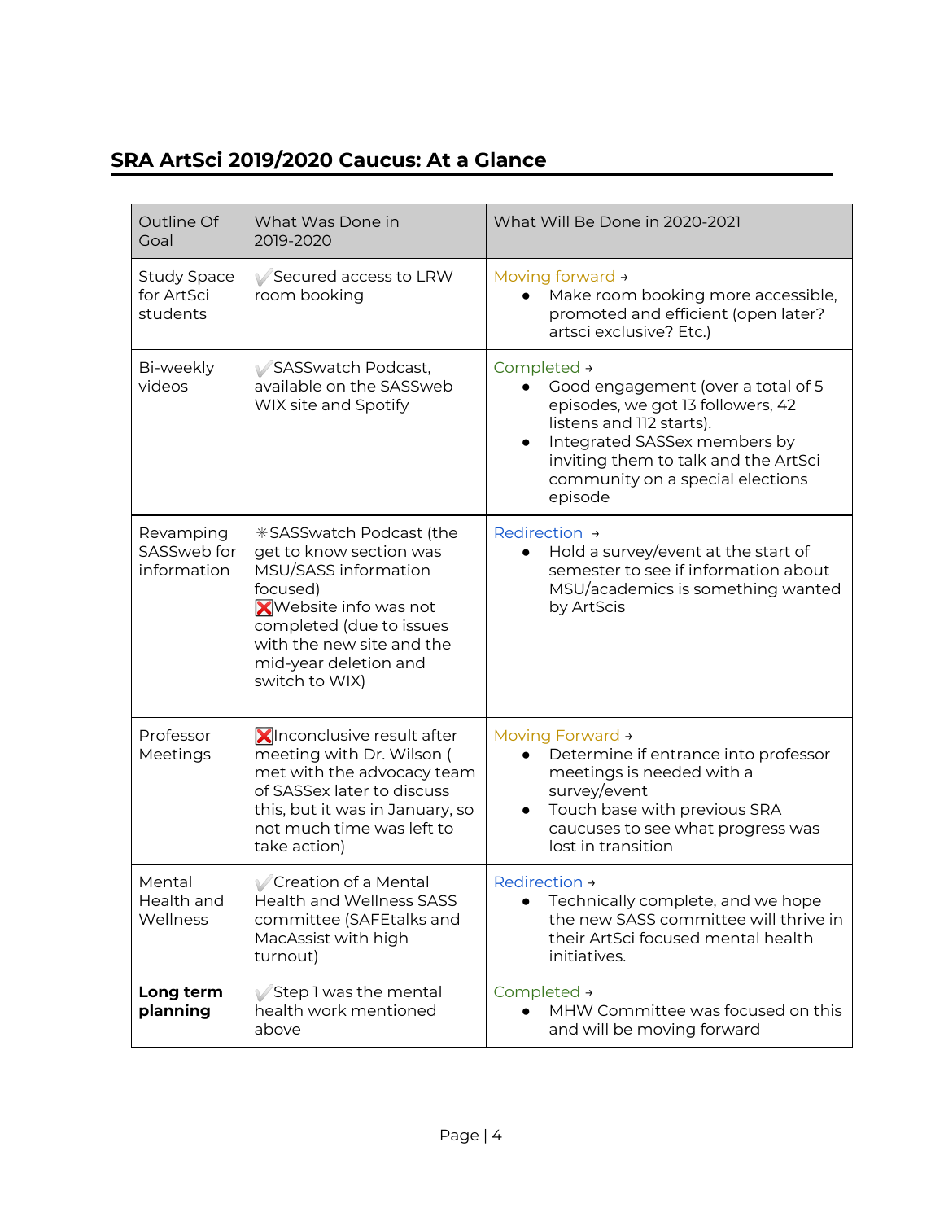## SRA ArtSci 2019/2020 Caucus: At a Glance

| Outline Of Goal | What Was Done in 2019-2020 | What Will Be Done in 2020-2021 |
|---|---|---|
| Study Space for ArtSci students | ✔️Secured access to LRW room booking | Moving forward → <br>• Make room booking more accessible, promoted and efficient (open later? artsci exclusive? Etc.) |
| Bi-weekly videos | ✔️SASSwatch Podcast, available on the SASSweb WIX site and Spotify | Completed → <br>• Good engagement (over a total of 5 episodes, we got 13 followers, 42 listens and 112 starts). <br>• Integrated SASSex members by inviting them to talk and the ArtSci community on a special elections episode |
| Revamping SASSweb for information | ✳SASSwatch Podcast (the get to know section was MSU/SASS information focused) <br>❎Website info was not completed (due to issues with the new site and the mid-year deletion and switch to WIX) | Redirection → <br>• Hold a survey/event at the start of semester to see if information about MSU/academics is something wanted by ArtScis |
| Professor Meetings | ❎Inconclusive result after meeting with Dr. Wilson ( met with the advocacy team of SASSex later to discuss this, but it was in January, so not much time was left to take action) | Moving Forward → <br>• Determine if entrance into professor meetings is needed with a survey/event <br>• Touch base with previous SRA caucuses to see what progress was lost in transition |
| Mental Health and Wellness | ✔️Creation of a Mental Health and Wellness SASS committee (SAFEtalks and MacAssist with high turnout) | Redirection → <br>• Technically complete, and we hope the new SASS committee will thrive in their ArtSci focused mental health initiatives. |
| **Long term planning** | ✔️Step 1 was the mental health work mentioned above | Completed → <br>• MHW Committee was focused on this and will be moving forward |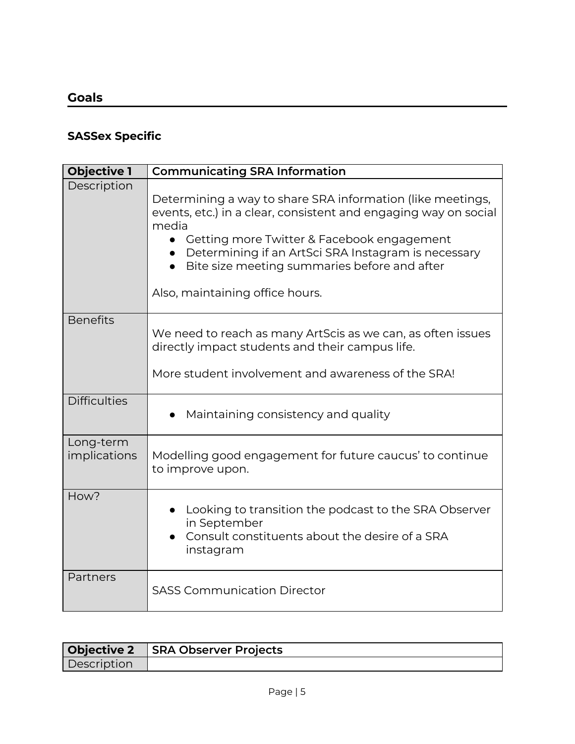## Goals

### SASSex Specific

| Objective 1 | Communicating SRA Information |
| --- | --- |
| Description | Determining a way to share SRA information (like meetings, events, etc.) in a clear, consistent and engaging way on social media<br>• Getting more Twitter & Facebook engagement<br>• Determining if an ArtSci SRA Instagram is necessary<br>• Bite size meeting summaries before and after<br><br>Also, maintaining office hours. |
| Benefits | We need to reach as many ArtScis as we can, as often issues directly impact students and their campus life.<br><br>More student involvement and awareness of the SRA! |
| Difficulties | • Maintaining consistency and quality |
| Long-term implications | Modelling good engagement for future caucus' to continue to improve upon. |
| How? | • Looking to transition the podcast to the SRA Observer in September<br>• Consult constituents about the desire of a SRA instagram |
| Partners | SASS Communication Director |

| Objective 2 | SRA Observer Projects |
| --- | --- |
| Description | |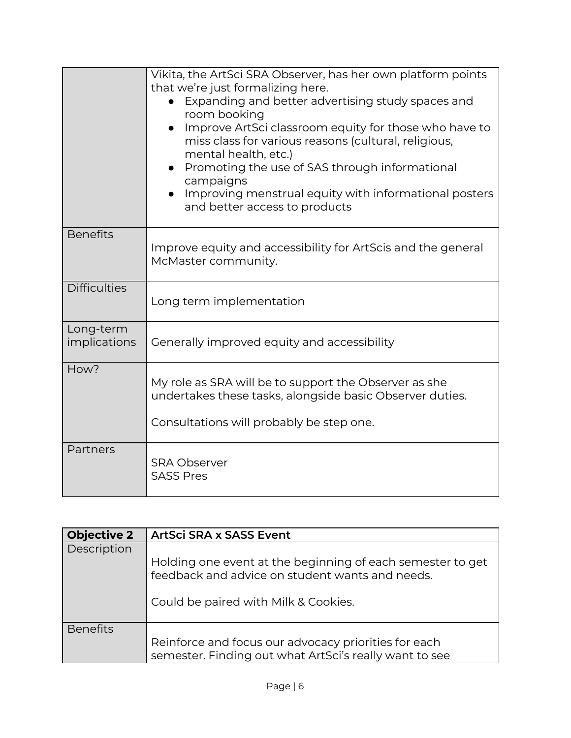| | |
|---|---|
| | Vikita, the ArtSci SRA Observer, has her own platform points that we're just formalizing here.<br>• Expanding and better advertising study spaces and room booking<br>• Improve ArtSci classroom equity for those who have to miss class for various reasons (cultural, religious, mental health, etc.)<br>• Promoting the use of SAS through informational campaigns<br>• Improving menstrual equity with informational posters and better access to products |
| Benefits | Improve equity and accessibility for ArtScis and the general McMaster community. |
| Difficulties | Long term implementation |
| Long-term implications | Generally improved equity and accessibility |
| How? | My role as SRA will be to support the Observer as she undertakes these tasks, alongside basic Observer duties.<br><br>Consultations will probably be step one. |
| Partners | SRA Observer<br>SASS Pres |

| **Objective 2** | **ArtSci SRA x SASS Event** |
|---|---|
| Description | Holding one event at the beginning of each semester to get feedback and advice on student wants and needs.<br><br>Could be paired with Milk & Cookies. |
| Benefits | Reinforce and focus our advocacy priorities for each semester. Finding out what ArtSci's really want to see |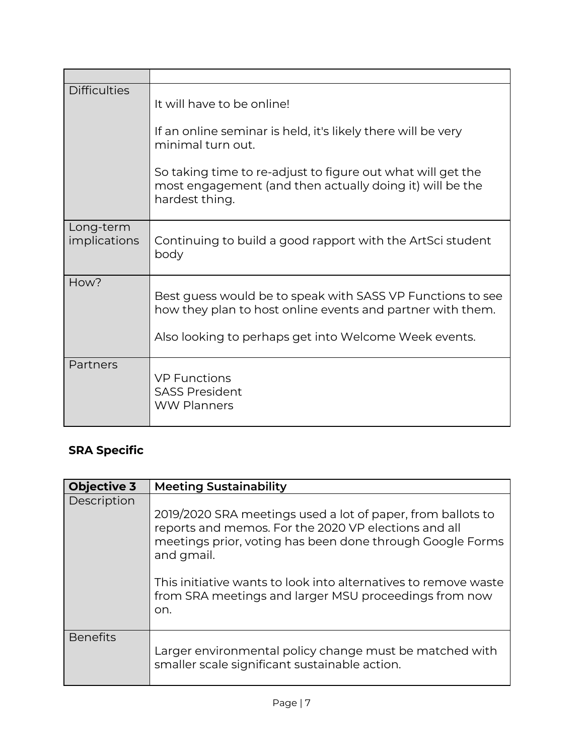| | |
|---|---|
| Difficulties | It will have to be online!<br><br>If an online seminar is held, it's likely there will be very minimal turn out.<br><br>So taking time to re-adjust to figure out what will get the most engagement (and then actually doing it) will be the hardest thing. |
| Long-term implications | Continuing to build a good rapport with the ArtSci student body |
| How? | Best guess would be to speak with SASS VP Functions to see how they plan to host online events and partner with them.<br><br>Also looking to perhaps get into Welcome Week events. |
| Partners | VP Functions<br>SASS President<br>WW Planners |

**SRA Specific**

| **Objective 3** | **Meeting Sustainability** |
|---|---|
| Description | 2019/2020 SRA meetings used a lot of paper, from ballots to reports and memos. For the 2020 VP elections and all meetings prior, voting has been done through Google Forms and gmail.<br><br>This initiative wants to look into alternatives to remove waste from SRA meetings and larger MSU proceedings from now on. |
| Benefits | Larger environmental policy change must be matched with smaller scale significant sustainable action. |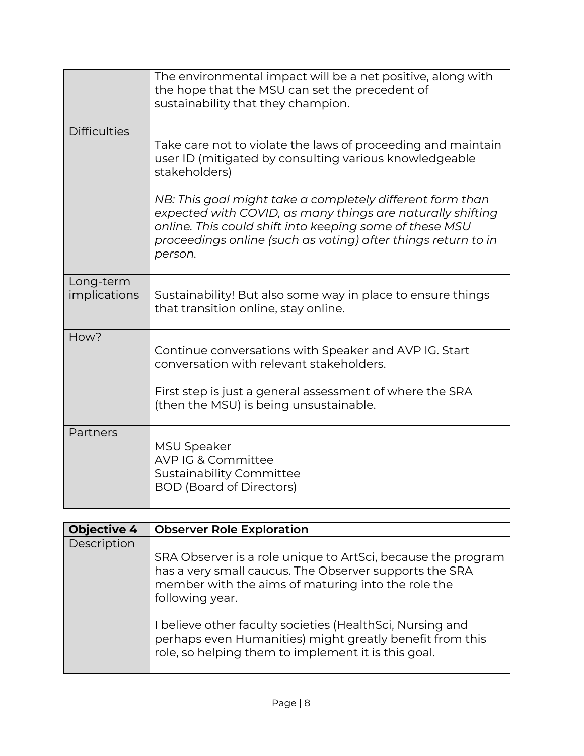| | |
|---|---|
| | The environmental impact will be a net positive, along with the hope that the MSU can set the precedent of sustainability that they champion. |
| Difficulties | Take care not to violate the laws of proceeding and maintain user ID (mitigated by consulting various knowledgeable stakeholders)<br><br>*NB: This goal might take a completely different form than expected with COVID, as many things are naturally shifting online. This could shift into keeping some of these MSU proceedings online (such as voting) after things return to in person.* |
| Long-term implications | Sustainability! But also some way in place to ensure things that transition online, stay online. |
| How? | Continue conversations with Speaker and AVP IG. Start conversation with relevant stakeholders.<br><br>First step is just a general assessment of where the SRA (then the MSU) is being unsustainable. |
| Partners | MSU Speaker<br>AVP IG & Committee<br>Sustainability Committee<br>BOD (Board of Directors) |

| **Objective 4** | **Observer Role Exploration** |
|---|---|
| Description | SRA Observer is a role unique to ArtSci, because the program has a very small caucus. The Observer supports the SRA member with the aims of maturing into the role the following year.<br><br>I believe other faculty societies (HealthSci, Nursing and perhaps even Humanities) might greatly benefit from this role, so helping them to implement it is this goal. |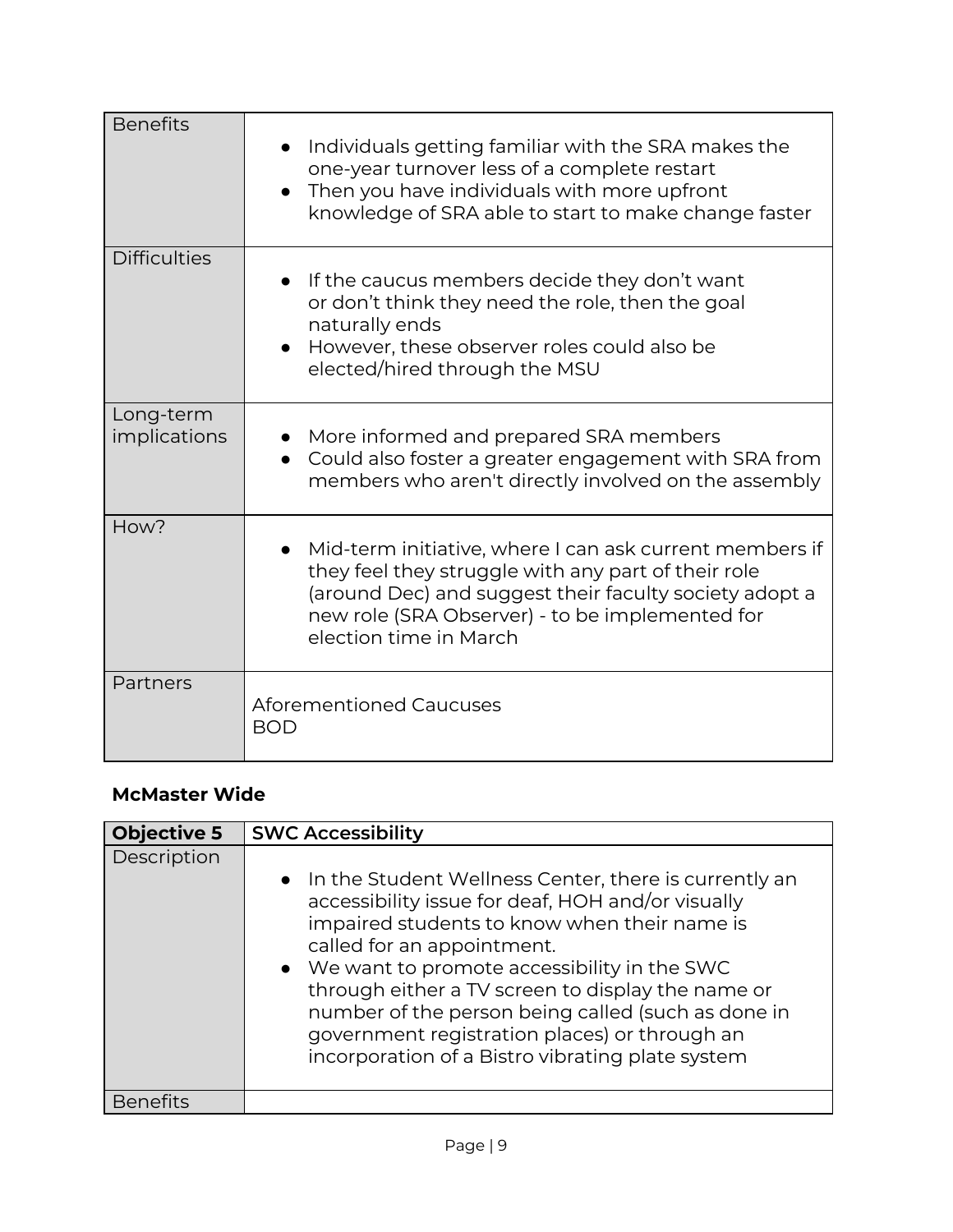| Benefits | <ul><li>Individuals getting familiar with the SRA makes the one-year turnover less of a complete restart</li><li>Then you have individuals with more upfront knowledge of SRA able to start to make change faster</li></ul> |
|---|---|
| Difficulties | <ul><li>If the caucus members decide they don't want or don't think they need the role, then the goal naturally ends</li><li>However, these observer roles could also be elected/hired through the MSU</li></ul> |
| Long-term implications | <ul><li>More informed and prepared SRA members</li><li>Could also foster a greater engagement with SRA from members who aren't directly involved on the assembly</li></ul> |
| How? | <ul><li>Mid-term initiative, where I can ask current members if they feel they struggle with any part of their role (around Dec) and suggest their faculty society adopt a new role (SRA Observer) - to be implemented for election time in March</li></ul> |
| Partners | Aforementioned Caucuses<br>BOD |

### McMaster Wide

| **Objective 5** | **SWC Accessibility** |
|---|---|
| Description | <ul><li>In the Student Wellness Center, there is currently an accessibility issue for deaf, HOH and/or visually impaired students to know when their name is called for an appointment.</li><li>We want to promote accessibility in the SWC through either a TV screen to display the name or number of the person being called (such as done in government registration places) or through an incorporation of a Bistro vibrating plate system</li></ul> |
| Benefits | |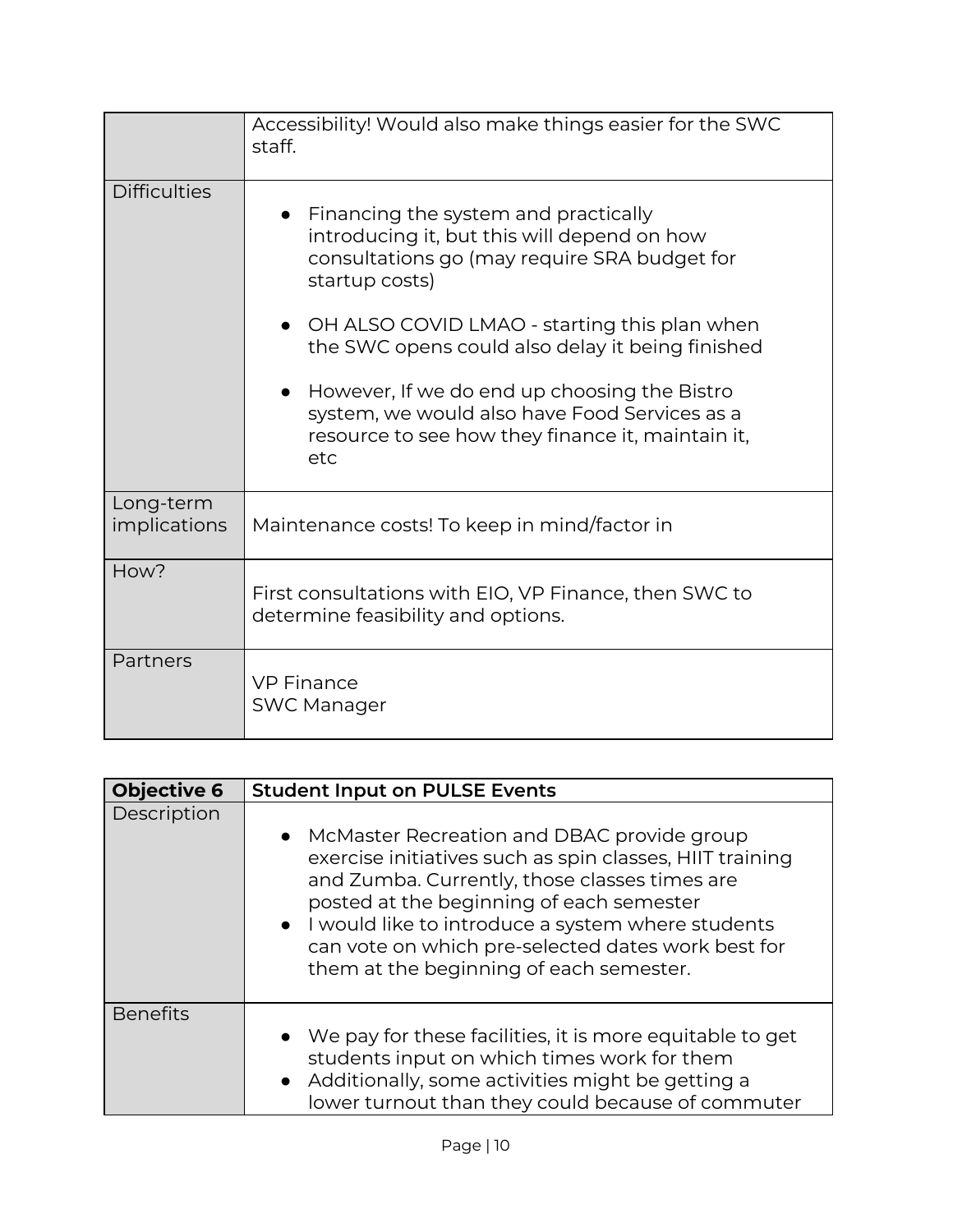| | |
|---|---|
| | Accessibility! Would also make things easier for the SWC staff. |
| Difficulties | <ul><li>Financing the system and practically introducing it, but this will depend on how consultations go (may require SRA budget for startup costs)</li><li>OH ALSO COVID LMAO - starting this plan when the SWC opens could also delay it being finished</li><li>However, If we do end up choosing the Bistro system, we would also have Food Services as a resource to see how they finance it, maintain it, etc</li></ul> |
| Long-term implications | Maintenance costs! To keep in mind/factor in |
| How? | First consultations with EIO, VP Finance, then SWC to determine feasibility and options. |
| Partners | VP Finance<br>SWC Manager |

| **Objective 6** | **Student Input on PULSE Events** |
|---|---|
| Description | <ul><li>McMaster Recreation and DBAC provide group exercise initiatives such as spin classes, HIIT training and Zumba. Currently, those classes times are posted at the beginning of each semester</li><li>I would like to introduce a system where students can vote on which pre-selected dates work best for them at the beginning of each semester.</li></ul> |
| Benefits | <ul><li>We pay for these facilities, it is more equitable to get students input on which times work for them</li><li>Additionally, some activities might be getting a lower turnout than they could because of commuter</li></ul> |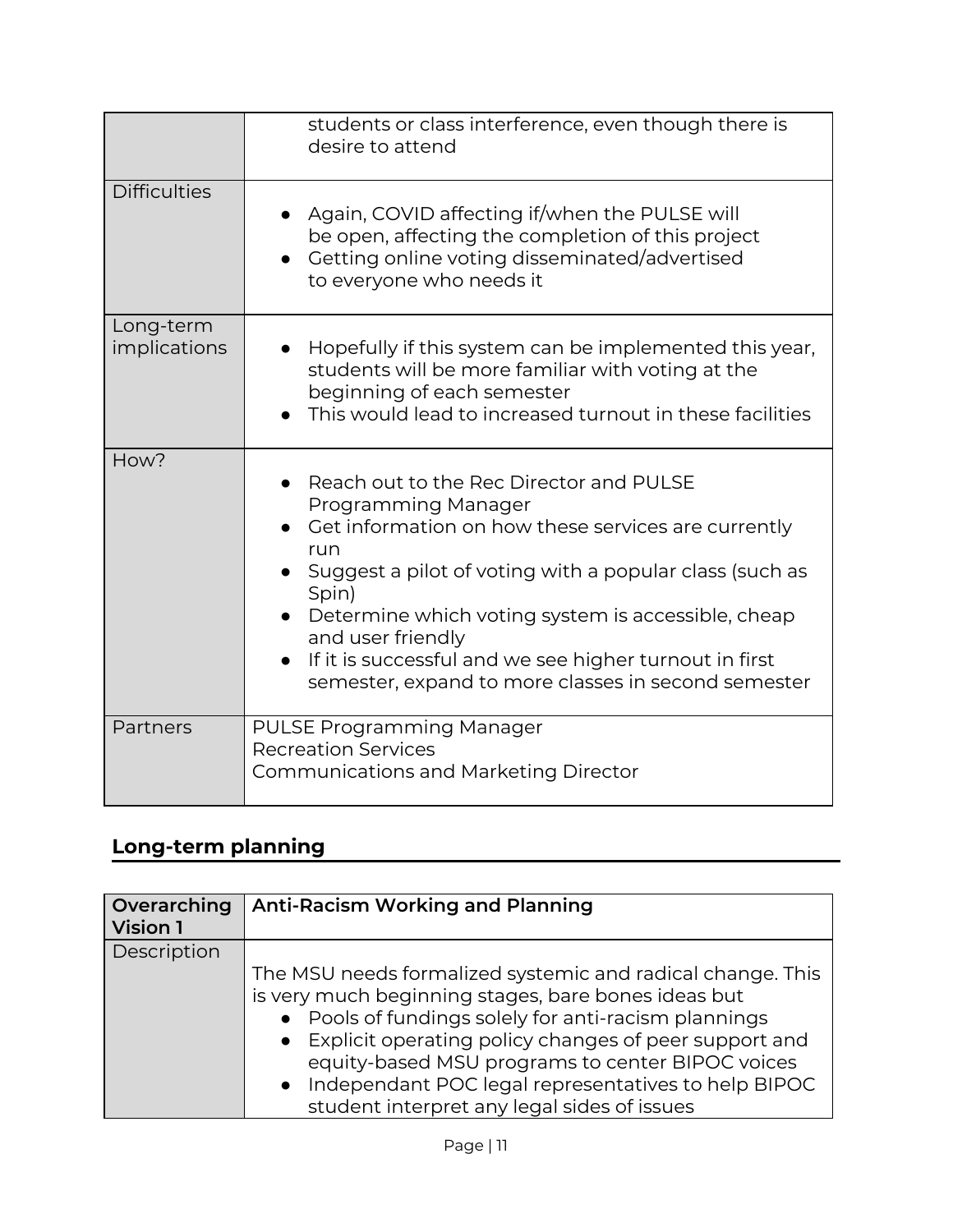| | |
|---|---|
| | students or class interference, even though there is desire to attend |
| Difficulties | • Again, COVID affecting if/when the PULSE will be open, affecting the completion of this project<br>• Getting online voting disseminated/advertised to everyone who needs it |
| Long-term implications | • Hopefully if this system can be implemented this year, students will be more familiar with voting at the beginning of each semester<br>• This would lead to increased turnout in these facilities |
| How? | • Reach out to the Rec Director and PULSE Programming Manager<br>• Get information on how these services are currently run<br>• Suggest a pilot of voting with a popular class (such as Spin)<br>• Determine which voting system is accessible, cheap and user friendly<br>• If it is successful and we see higher turnout in first semester, expand to more classes in second semester |
| Partners | PULSE Programming Manager<br>Recreation Services<br>Communications and Marketing Director |

## Long-term planning

| **Overarching Vision 1** | **Anti-Racism Working and Planning** |
|---|---|
| Description | The MSU needs formalized systemic and radical change. This is very much beginning stages, bare bones ideas but<br>• Pools of fundings solely for anti-racism plannings<br>• Explicit operating policy changes of peer support and equity-based MSU programs to center BIPOC voices<br>• Independant POC legal representatives to help BIPOC student interpret any legal sides of issues |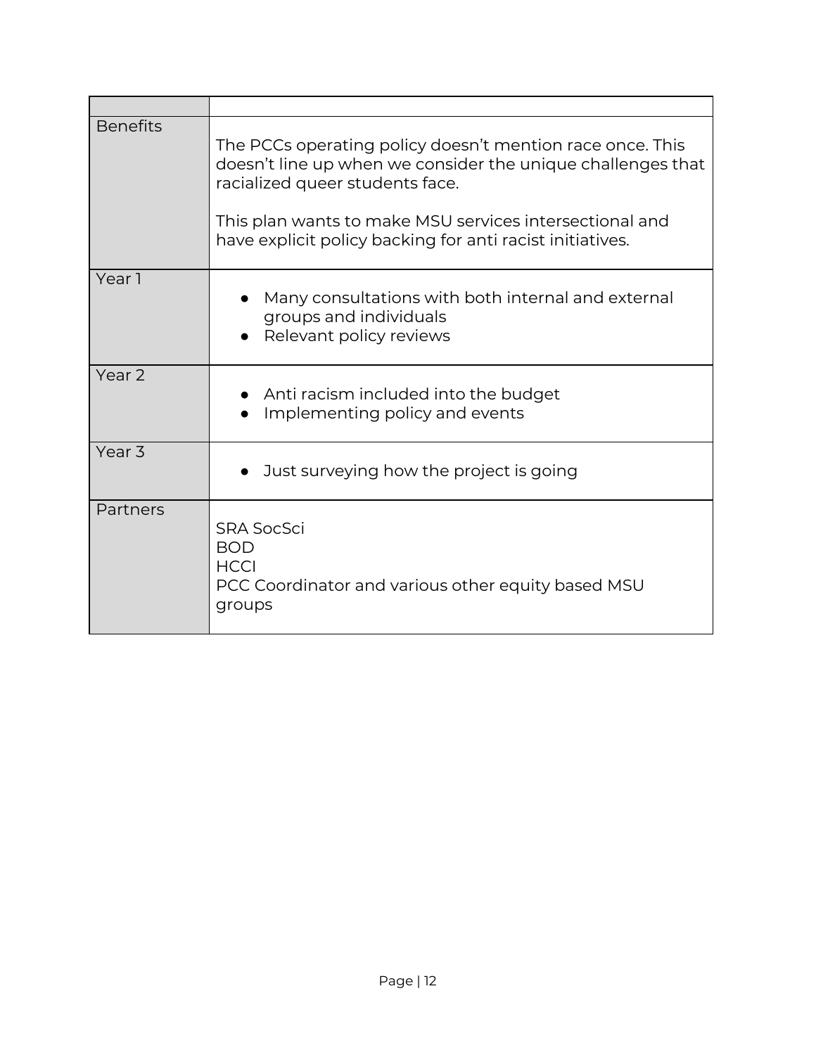| | |
|---|---|
| Benefits | The PCCs operating policy doesn't mention race once. This doesn't line up when we consider the unique challenges that racialized queer students face.<br><br>This plan wants to make MSU services intersectional and have explicit policy backing for anti racist initiatives. |
| Year 1 | • Many consultations with both internal and external groups and individuals<br>• Relevant policy reviews |
| Year 2 | • Anti racism included into the budget<br>• Implementing policy and events |
| Year 3 | • Just surveying how the project is going |
| Partners | SRA SocSci<br>BOD<br>HCCI<br>PCC Coordinator and various other equity based MSU groups |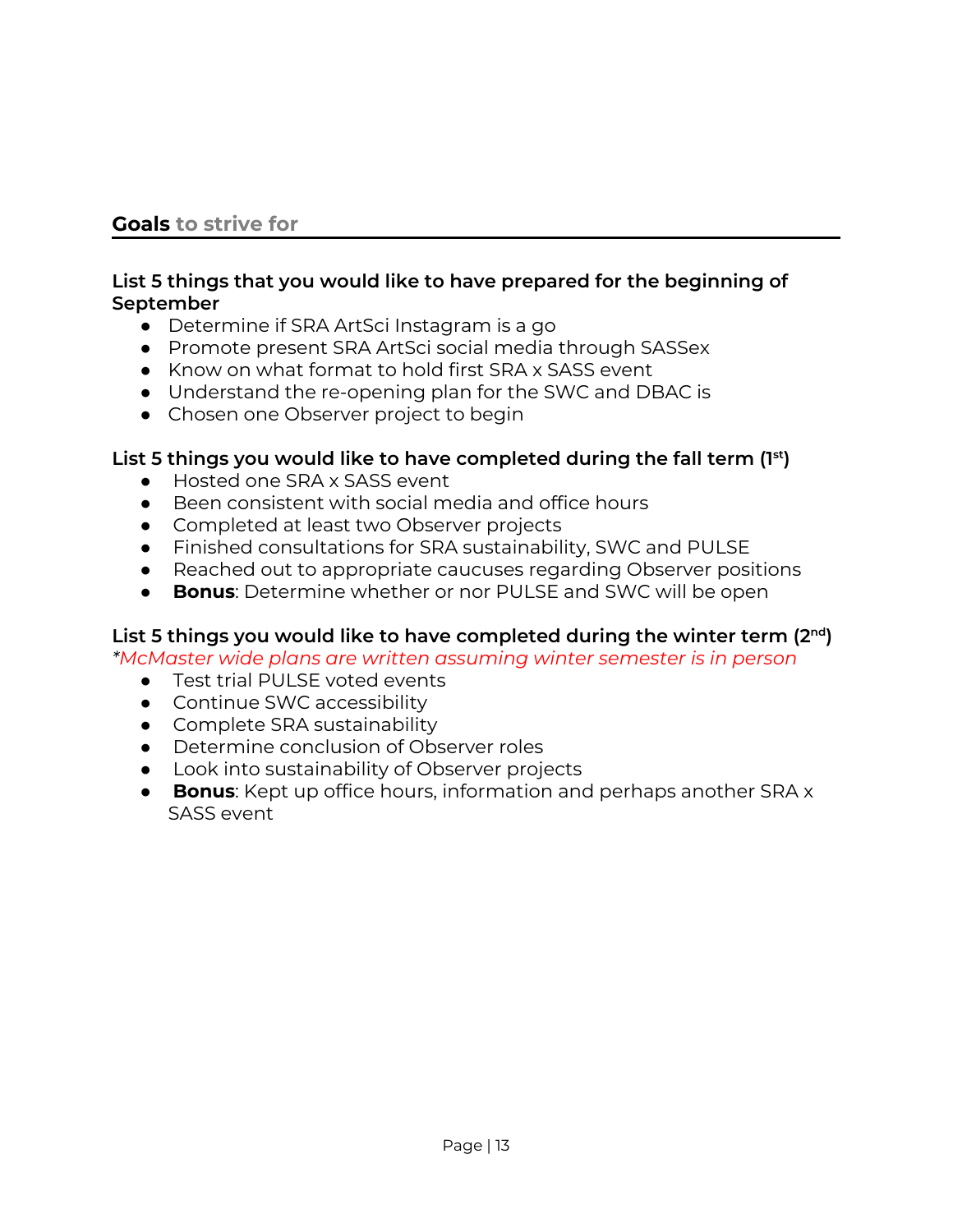## Goals to strive for

**List 5 things that you would like to have prepared for the beginning of September**

- Determine if SRA ArtSci Instagram is a go
- Promote present SRA ArtSci social media through SASSex
- Know on what format to hold first SRA x SASS event
- Understand the re-opening plan for the SWC and DBAC is
- Chosen one Observer project to begin

**List 5 things you would like to have completed during the fall term (1st)**

- Hosted one SRA x SASS event
- Been consistent with social media and office hours
- Completed at least two Observer projects
- Finished consultations for SRA sustainability, SWC and PULSE
- Reached out to appropriate caucuses regarding Observer positions
- **Bonus**: Determine whether or nor PULSE and SWC will be open

**List 5 things you would like to have completed during the winter term (2nd)**

**McMaster wide plans are written assuming winter semester is in person*

- Test trial PULSE voted events
- Continue SWC accessibility
- Complete SRA sustainability
- Determine conclusion of Observer roles
- Look into sustainability of Observer projects
- **Bonus**: Kept up office hours, information and perhaps another SRA x SASS event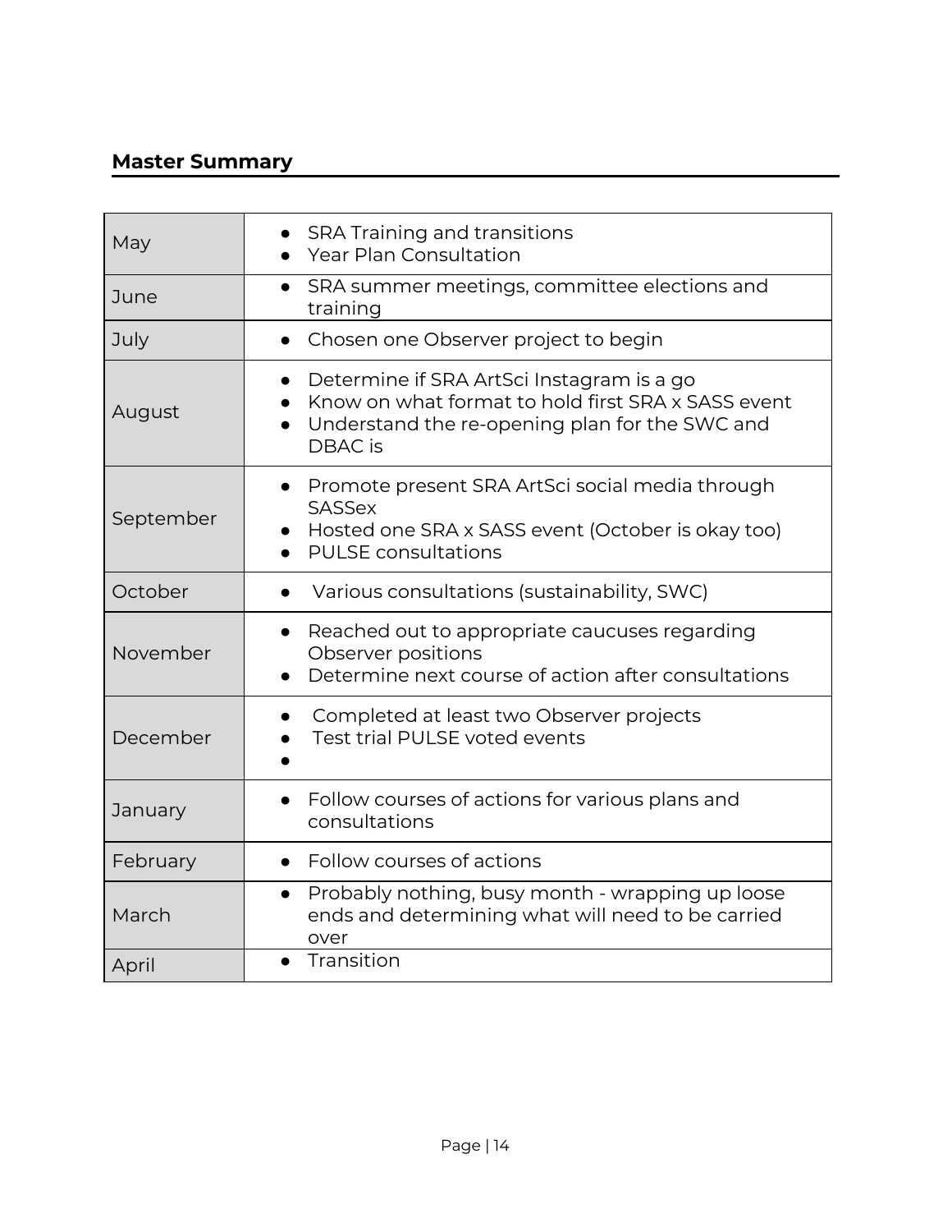## Master Summary

| | |
|---|---|
| May | • SRA Training and transitions<br>• Year Plan Consultation |
| June | • SRA summer meetings, committee elections and training |
| July | • Chosen one Observer project to begin |
| August | • Determine if SRA ArtSci Instagram is a go<br>• Know on what format to hold first SRA x SASS event<br>• Understand the re-opening plan for the SWC and DBAC is |
| September | • Promote present SRA ArtSci social media through SASSex<br>• Hosted one SRA x SASS event (October is okay too)<br>• PULSE consultations |
| October | • Various consultations (sustainability, SWC) |
| November | • Reached out to appropriate caucuses regarding Observer positions<br>• Determine next course of action after consultations |
| December | • Completed at least two Observer projects<br>• Test trial PULSE voted events<br>• |
| January | • Follow courses of actions for various plans and consultations |
| February | • Follow courses of actions |
| March | • Probably nothing, busy month - wrapping up loose ends and determining what will need to be carried over |
| April | • Transition |